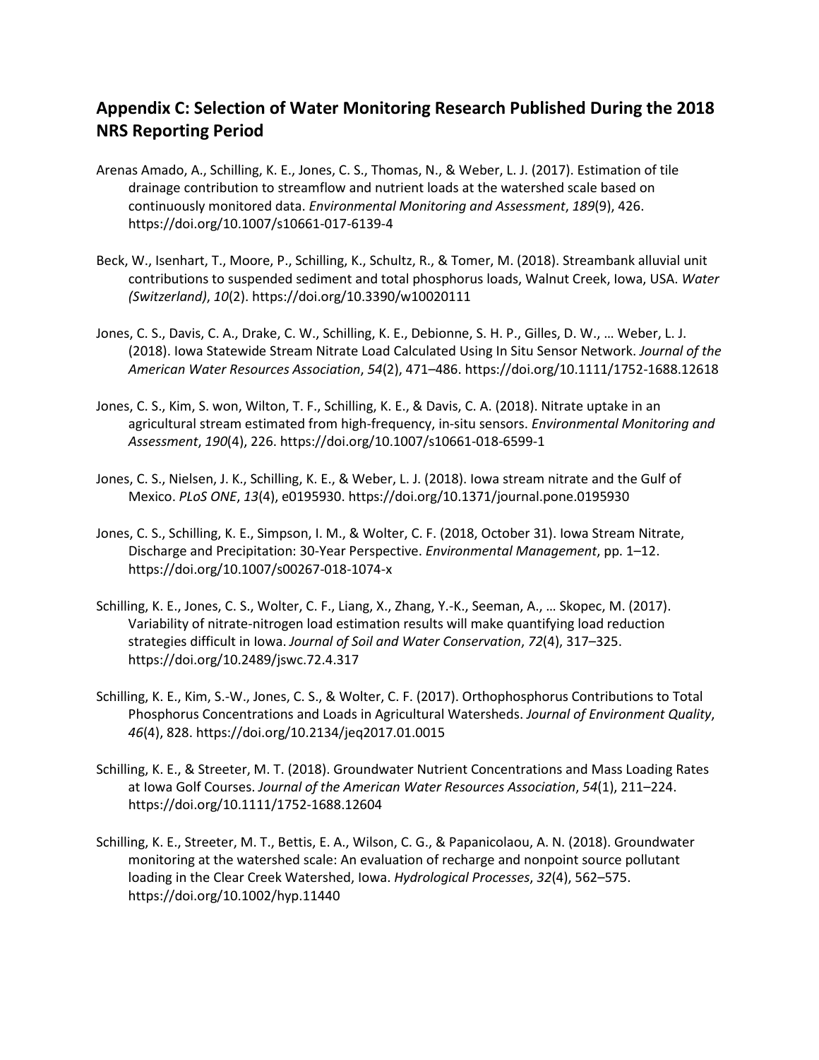## Appendix C: Selection of Water Monitoring Research Published During the 2018 NRS Reporting Period

Arenas Amado, A., Schilling, K. E., Jones, C. S., Thomas, N., & Weber, L. J. (2017). Estimation of tile drainage contribution to streamflow and nutrient loads at the watershed scale based on continuously monitored data. *Environmental Monitoring and Assessment*, *189*(9), 426. https://doi.org/10.1007/s10661-017-6139-4

Beck, W., Isenhart, T., Moore, P., Schilling, K., Schultz, R., & Tomer, M. (2018). Streambank alluvial unit contributions to suspended sediment and total phosphorus loads, Walnut Creek, Iowa, USA. *Water (Switzerland)*, *10*(2). https://doi.org/10.3390/w10020111

Jones, C. S., Davis, C. A., Drake, C. W., Schilling, K. E., Debionne, S. H. P., Gilles, D. W., … Weber, L. J. (2018). Iowa Statewide Stream Nitrate Load Calculated Using In Situ Sensor Network. *Journal of the American Water Resources Association*, *54*(2), 471–486. https://doi.org/10.1111/1752-1688.12618

Jones, C. S., Kim, S. won, Wilton, T. F., Schilling, K. E., & Davis, C. A. (2018). Nitrate uptake in an agricultural stream estimated from high-frequency, in-situ sensors. *Environmental Monitoring and Assessment*, *190*(4), 226. https://doi.org/10.1007/s10661-018-6599-1

Jones, C. S., Nielsen, J. K., Schilling, K. E., & Weber, L. J. (2018). Iowa stream nitrate and the Gulf of Mexico. *PLoS ONE*, *13*(4), e0195930. https://doi.org/10.1371/journal.pone.0195930

Jones, C. S., Schilling, K. E., Simpson, I. M., & Wolter, C. F. (2018, October 31). Iowa Stream Nitrate, Discharge and Precipitation: 30-Year Perspective. *Environmental Management*, pp. 1–12. https://doi.org/10.1007/s00267-018-1074-x

Schilling, K. E., Jones, C. S., Wolter, C. F., Liang, X., Zhang, Y.-K., Seeman, A., … Skopec, M. (2017). Variability of nitrate-nitrogen load estimation results will make quantifying load reduction strategies difficult in Iowa. *Journal of Soil and Water Conservation*, *72*(4), 317–325. https://doi.org/10.2489/jswc.72.4.317

Schilling, K. E., Kim, S.-W., Jones, C. S., & Wolter, C. F. (2017). Orthophosphorus Contributions to Total Phosphorus Concentrations and Loads in Agricultural Watersheds. *Journal of Environment Quality*, *46*(4), 828. https://doi.org/10.2134/jeq2017.01.0015

Schilling, K. E., & Streeter, M. T. (2018). Groundwater Nutrient Concentrations and Mass Loading Rates at Iowa Golf Courses. *Journal of the American Water Resources Association*, *54*(1), 211–224. https://doi.org/10.1111/1752-1688.12604

Schilling, K. E., Streeter, M. T., Bettis, E. A., Wilson, C. G., & Papanicolaou, A. N. (2018). Groundwater monitoring at the watershed scale: An evaluation of recharge and nonpoint source pollutant loading in the Clear Creek Watershed, Iowa. *Hydrological Processes*, *32*(4), 562–575. https://doi.org/10.1002/hyp.11440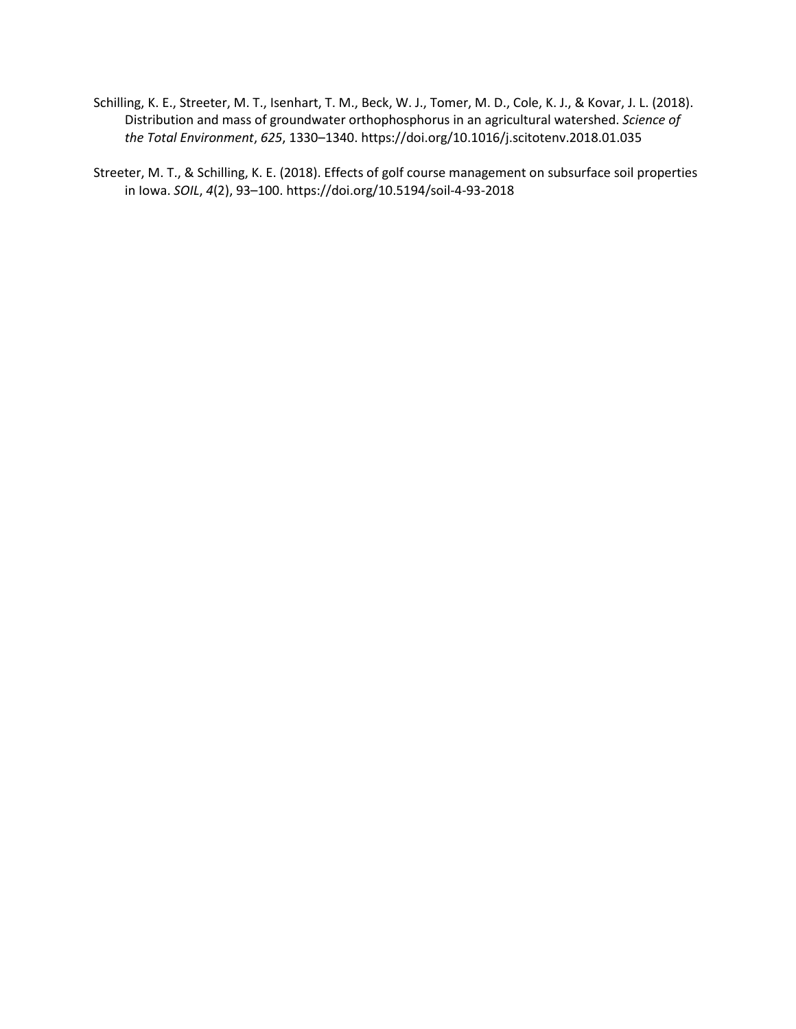Schilling, K. E., Streeter, M. T., Isenhart, T. M., Beck, W. J., Tomer, M. D., Cole, K. J., & Kovar, J. L. (2018). Distribution and mass of groundwater orthophosphorus in an agricultural watershed. *Science of the Total Environment*, *625*, 1330–1340. https://doi.org/10.1016/j.scitotenv.2018.01.035

Streeter, M. T., & Schilling, K. E. (2018). Effects of golf course management on subsurface soil properties in Iowa. *SOIL*, *4*(2), 93–100. https://doi.org/10.5194/soil-4-93-2018